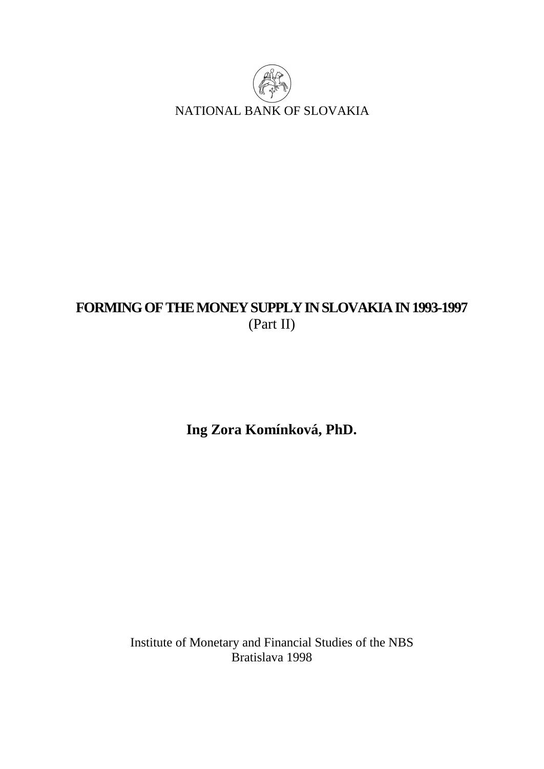NATIONAL BANK OF SLOVAKIA

# FORMING OF THE MONEY SUPPLY IN SLOVAKIA IN 1993-1997

(Part II)

**Ing Zora Komínková, PhD.**

Institute of Monetary and Financial Studies of the NBS
Bratislava 1998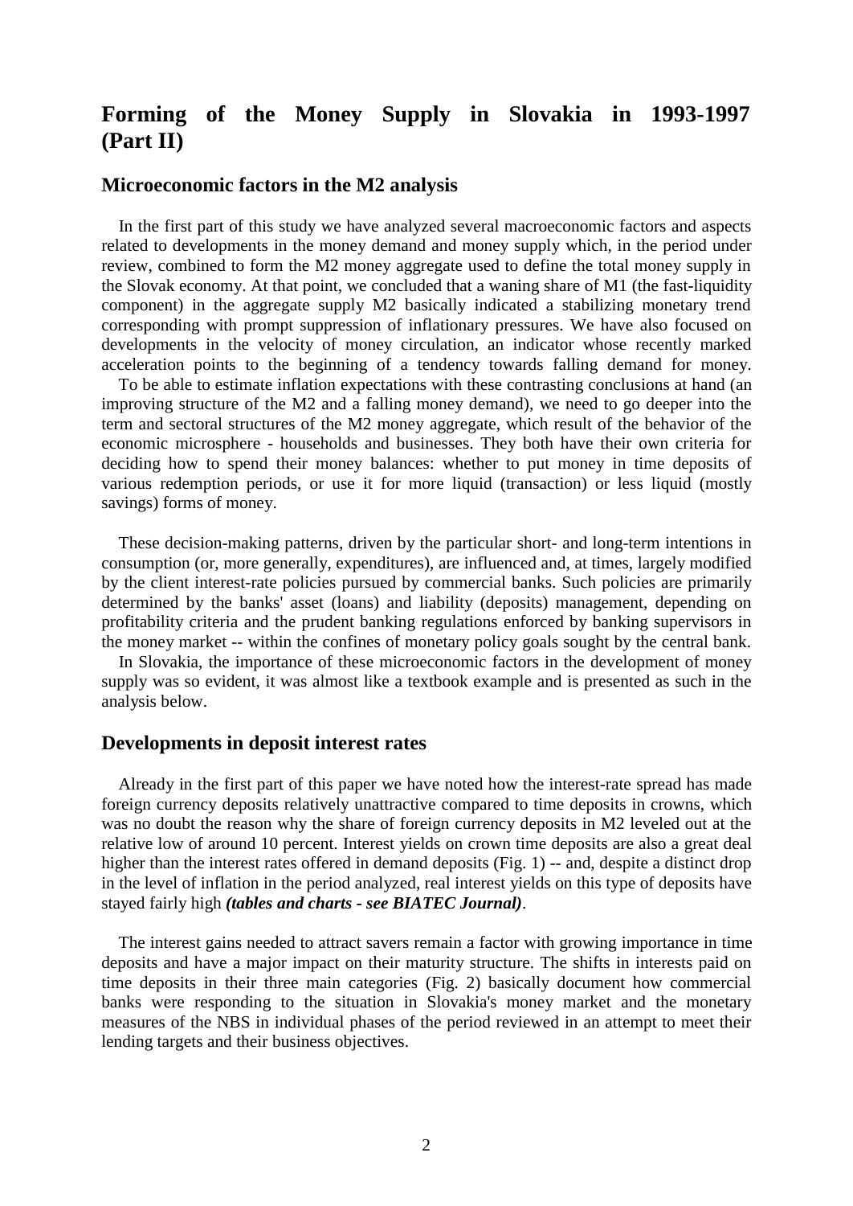# Forming of the Money Supply in Slovakia in 1993-1997 (Part II)

## Microeconomic factors in the M2 analysis

In the first part of this study we have analyzed several macroeconomic factors and aspects related to developments in the money demand and money supply which, in the period under review, combined to form the M2 money aggregate used to define the total money supply in the Slovak economy. At that point, we concluded that a waning share of M1 (the fast-liquidity component) in the aggregate supply M2 basically indicated a stabilizing monetary trend corresponding with prompt suppression of inflationary pressures. We have also focused on developments in the velocity of money circulation, an indicator whose recently marked acceleration points to the beginning of a tendency towards falling demand for money.

To be able to estimate inflation expectations with these contrasting conclusions at hand (an improving structure of the M2 and a falling money demand), we need to go deeper into the term and sectoral structures of the M2 money aggregate, which result of the behavior of the economic microsphere - households and businesses. They both have their own criteria for deciding how to spend their money balances: whether to put money in time deposits of various redemption periods, or use it for more liquid (transaction) or less liquid (mostly savings) forms of money.

These decision-making patterns, driven by the particular short- and long-term intentions in consumption (or, more generally, expenditures), are influenced and, at times, largely modified by the client interest-rate policies pursued by commercial banks. Such policies are primarily determined by the banks' asset (loans) and liability (deposits) management, depending on profitability criteria and the prudent banking regulations enforced by banking supervisors in the money market -- within the confines of monetary policy goals sought by the central bank.

In Slovakia, the importance of these microeconomic factors in the development of money supply was so evident, it was almost like a textbook example and is presented as such in the analysis below.

## Developments in deposit interest rates

Already in the first part of this paper we have noted how the interest-rate spread has made foreign currency deposits relatively unattractive compared to time deposits in crowns, which was no doubt the reason why the share of foreign currency deposits in M2 leveled out at the relative low of around 10 percent. Interest yields on crown time deposits are also a great deal higher than the interest rates offered in demand deposits (Fig. 1) -- and, despite a distinct drop in the level of inflation in the period analyzed, real interest yields on this type of deposits have stayed fairly high ***(tables and charts - see BIATEC Journal)***.

The interest gains needed to attract savers remain a factor with growing importance in time deposits and have a major impact on their maturity structure. The shifts in interests paid on time deposits in their three main categories (Fig. 2) basically document how commercial banks were responding to the situation in Slovakia's money market and the monetary measures of the NBS in individual phases of the period reviewed in an attempt to meet their lending targets and their business objectives.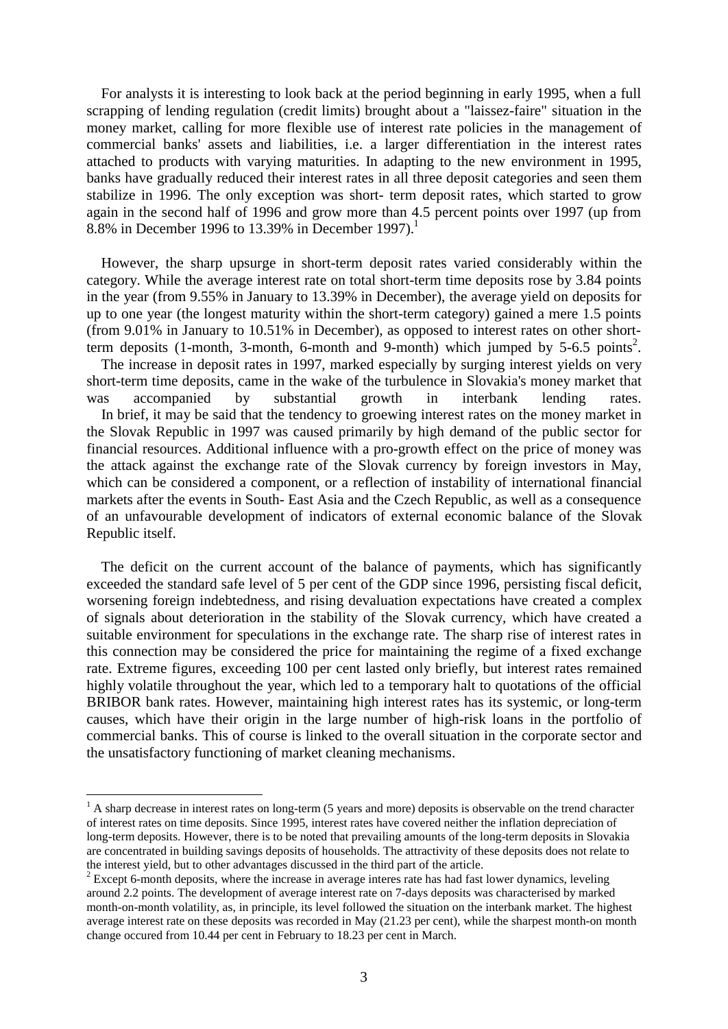For analysts it is interesting to look back at the period beginning in early 1995, when a full scrapping of lending regulation (credit limits) brought about a "laissez-faire" situation in the money market, calling for more flexible use of interest rate policies in the management of commercial banks' assets and liabilities, i.e. a larger differentiation in the interest rates attached to products with varying maturities. In adapting to the new environment in 1995, banks have gradually reduced their interest rates in all three deposit categories and seen them stabilize in 1996. The only exception was short- term deposit rates, which started to grow again in the second half of 1996 and grow more than 4.5 percent points over 1997 (up from 8.8% in December 1996 to 13.39% in December 1997).[1]

However, the sharp upsurge in short-term deposit rates varied considerably within the category. While the average interest rate on total short-term time deposits rose by 3.84 points in the year (from 9.55% in January to 13.39% in December), the average yield on deposits for up to one year (the longest maturity within the short-term category) gained a mere 1.5 points (from 9.01% in January to 10.51% in December), as opposed to interest rates on other short-term deposits (1-month, 3-month, 6-month and 9-month) which jumped by 5-6.5 points[2].

The increase in deposit rates in 1997, marked especially by surging interest yields on very short-term time deposits, came in the wake of the turbulence in Slovakia's money market that was accompanied by substantial growth in interbank lending rates.

In brief, it may be said that the tendency to groewing interest rates on the money market in the Slovak Republic in 1997 was caused primarily by high demand of the public sector for financial resources. Additional influence with a pro-growth effect on the price of money was the attack against the exchange rate of the Slovak currency by foreign investors in May, which can be considered a component, or a reflection of instability of international financial markets after the events in South- East Asia and the Czech Republic, as well as a consequence of an unfavourable development of indicators of external economic balance of the Slovak Republic itself.

The deficit on the current account of the balance of payments, which has significantly exceeded the standard safe level of 5 per cent of the GDP since 1996, persisting fiscal deficit, worsening foreign indebtedness, and rising devaluation expectations have created a complex of signals about deterioration in the stability of the Slovak currency, which have created a suitable environment for speculations in the exchange rate. The sharp rise of interest rates in this connection may be considered the price for maintaining the regime of a fixed exchange rate. Extreme figures, exceeding 100 per cent lasted only briefly, but interest rates remained highly volatile throughout the year, which led to a temporary halt to quotations of the official BRIBOR bank rates. However, maintaining high interest rates has its systemic, or long-term causes, which have their origin in the large number of high-risk loans in the portfolio of commercial banks. This of course is linked to the overall situation in the corporate sector and the unsatisfactory functioning of market cleaning mechanisms.

---

[1] A sharp decrease in interest rates on long-term (5 years and more) deposits is observable on the trend character of interest rates on time deposits. Since 1995, interest rates have covered neither the inflation depreciation of long-term deposits. However, there is to be noted that prevailing amounts of the long-term deposits in Slovakia are concentrated in building savings deposits of households. The attractivity of these deposits does not relate to the interest yield, but to other advantages discussed in the third part of the article.

[2] Except 6-month deposits, where the increase in average interes rate has had fast lower dynamics, leveling around 2.2 points. The development of average interest rate on 7-days deposits was characterised by marked month-on-month volatility, as, in principle, its level followed the situation on the interbank market. The highest average interest rate on these deposits was recorded in May (21.23 per cent), while the sharpest month-on month change occured from 10.44 per cent in February to 18.23 per cent in March.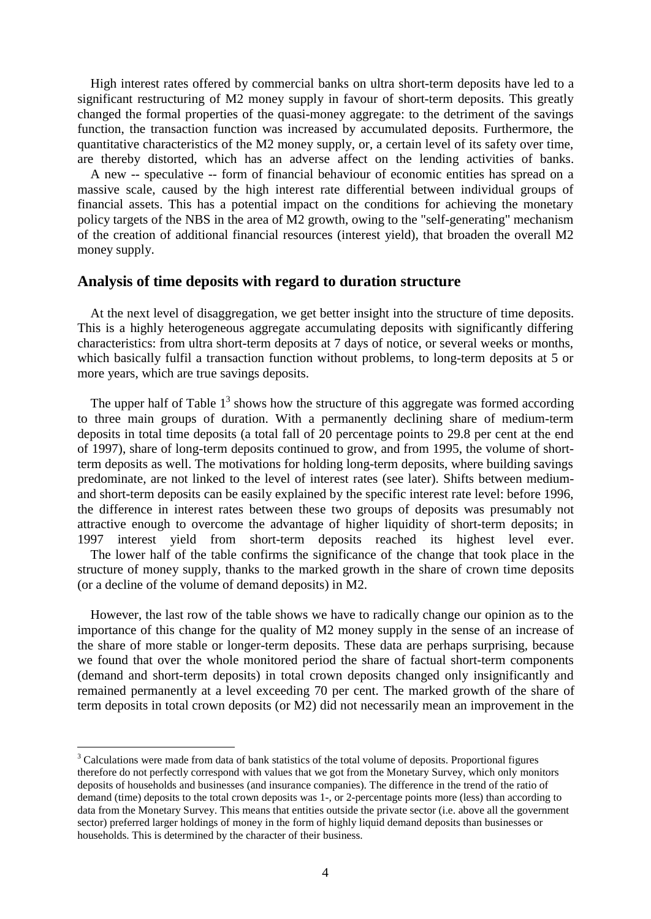High interest rates offered by commercial banks on ultra short-term deposits have led to a significant restructuring of M2 money supply in favour of short-term deposits. This greatly changed the formal properties of the quasi-money aggregate: to the detriment of the savings function, the transaction function was increased by accumulated deposits. Furthermore, the quantitative characteristics of the M2 money supply, or, a certain level of its safety over time, are thereby distorted, which has an adverse affect on the lending activities of banks.

A new -- speculative -- form of financial behaviour of economic entities has spread on a massive scale, caused by the high interest rate differential between individual groups of financial assets. This has a potential impact on the conditions for achieving the monetary policy targets of the NBS in the area of M2 growth, owing to the "self-generating" mechanism of the creation of additional financial resources (interest yield), that broaden the overall M2 money supply.

## Analysis of time deposits with regard to duration structure

At the next level of disaggregation, we get better insight into the structure of time deposits. This is a highly heterogeneous aggregate accumulating deposits with significantly differing characteristics: from ultra short-term deposits at 7 days of notice, or several weeks or months, which basically fulfil a transaction function without problems, to long-term deposits at 5 or more years, which are true savings deposits.

The upper half of Table 1[3] shows how the structure of this aggregate was formed according to three main groups of duration. With a permanently declining share of medium-term deposits in total time deposits (a total fall of 20 percentage points to 29.8 per cent at the end of 1997), share of long-term deposits continued to grow, and from 1995, the volume of short-term deposits as well. The motivations for holding long-term deposits, where building savings predominate, are not linked to the level of interest rates (see later). Shifts between medium- and short-term deposits can be easily explained by the specific interest rate level: before 1996, the difference in interest rates between these two groups of deposits was presumably not attractive enough to overcome the advantage of higher liquidity of short-term deposits; in 1997 interest yield from short-term deposits reached its highest level ever.

The lower half of the table confirms the significance of the change that took place in the structure of money supply, thanks to the marked growth in the share of crown time deposits (or a decline of the volume of demand deposits) in M2.

However, the last row of the table shows we have to radically change our opinion as to the importance of this change for the quality of M2 money supply in the sense of an increase of the share of more stable or longer-term deposits. These data are perhaps surprising, because we found that over the whole monitored period the share of factual short-term components (demand and short-term deposits) in total crown deposits changed only insignificantly and remained permanently at a level exceeding 70 per cent. The marked growth of the share of term deposits in total crown deposits (or M2) did not necessarily mean an improvement in the

[3] Calculations were made from data of bank statistics of the total volume of deposits. Proportional figures therefore do not perfectly correspond with values that we got from the Monetary Survey, which only monitors deposits of households and businesses (and insurance companies). The difference in the trend of the ratio of demand (time) deposits to the total crown deposits was 1-, or 2-percentage points more (less) than according to data from the Monetary Survey. This means that entities outside the private sector (i.e. above all the government sector) preferred larger holdings of money in the form of highly liquid demand deposits than businesses or households. This is determined by the character of their business.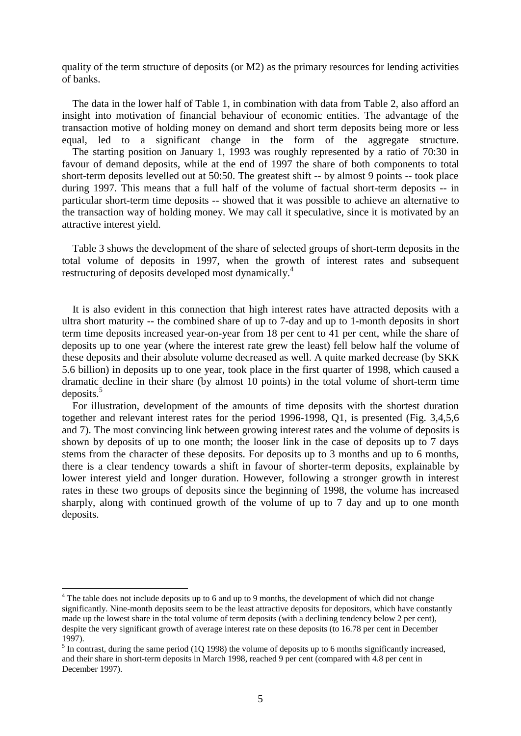quality of the term structure of deposits (or M2) as the primary resources for lending activities of banks.

The data in the lower half of Table 1, in combination with data from Table 2, also afford an insight into motivation of financial behaviour of economic entities. The advantage of the transaction motive of holding money on demand and short term deposits being more or less equal, led to a significant change in the form of the aggregate structure. The starting position on January 1, 1993 was roughly represented by a ratio of 70:30 in favour of demand deposits, while at the end of 1997 the share of both components to total short-term deposits levelled out at 50:50. The greatest shift -- by almost 9 points -- took place during 1997. This means that a full half of the volume of factual short-term deposits -- in particular short-term time deposits -- showed that it was possible to achieve an alternative to the transaction way of holding money. We may call it speculative, since it is motivated by an attractive interest yield.

Table 3 shows the development of the share of selected groups of short-term deposits in the total volume of deposits in 1997, when the growth of interest rates and subsequent restructuring of deposits developed most dynamically.[4]

It is also evident in this connection that high interest rates have attracted deposits with a ultra short maturity -- the combined share of up to 7-day and up to 1-month deposits in short term time deposits increased year-on-year from 18 per cent to 41 per cent, while the share of deposits up to one year (where the interest rate grew the least) fell below half the volume of these deposits and their absolute volume decreased as well. A quite marked decrease (by SKK 5.6 billion) in deposits up to one year, took place in the first quarter of 1998, which caused a dramatic decline in their share (by almost 10 points) in the total volume of short-term time deposits.[5]

For illustration, development of the amounts of time deposits with the shortest duration together and relevant interest rates for the period 1996-1998, Q1, is presented (Fig. 3,4,5,6 and 7). The most convincing link between growing interest rates and the volume of deposits is shown by deposits of up to one month; the looser link in the case of deposits up to 7 days stems from the character of these deposits. For deposits up to 3 months and up to 6 months, there is a clear tendency towards a shift in favour of shorter-term deposits, explainable by lower interest yield and longer duration. However, following a stronger growth in interest rates in these two groups of deposits since the beginning of 1998, the volume has increased sharply, along with continued growth of the volume of up to 7 day and up to one month deposits.

---

[4] The table does not include deposits up to 6 and up to 9 months, the development of which did not change significantly. Nine-month deposits seem to be the least attractive deposits for depositors, which have constantly made up the lowest share in the total volume of term deposits (with a declining tendency below 2 per cent), despite the very significant growth of average interest rate on these deposits (to 16.78 per cent in December 1997).

[5] In contrast, during the same period (1Q 1998) the volume of deposits up to 6 months significantly increased, and their share in short-term deposits in March 1998, reached 9 per cent (compared with 4.8 per cent in December 1997).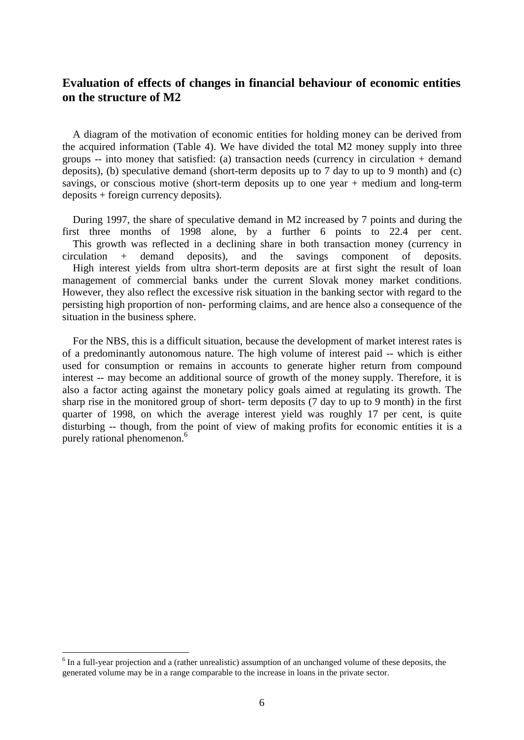## Evaluation of effects of changes in financial behaviour of economic entities on the structure of M2

A diagram of the motivation of economic entities for holding money can be derived from the acquired information (Table 4). We have divided the total M2 money supply into three groups -- into money that satisfied: (a) transaction needs (currency in circulation + demand deposits), (b) speculative demand (short-term deposits up to 7 day to up to 9 month) and (c) savings, or conscious motive (short-term deposits up to one year + medium and long-term deposits + foreign currency deposits).

During 1997, the share of speculative demand in M2 increased by 7 points and during the first three months of 1998 alone, by a further 6 points to 22.4 per cent.
This growth was reflected in a declining share in both transaction money (currency in circulation + demand deposits), and the savings component of deposits.
High interest yields from ultra short-term deposits are at first sight the result of loan management of commercial banks under the current Slovak money market conditions. However, they also reflect the excessive risk situation in the banking sector with regard to the persisting high proportion of non- performing claims, and are hence also a consequence of the situation in the business sphere.

For the NBS, this is a difficult situation, because the development of market interest rates is of a predominantly autonomous nature. The high volume of interest paid -- which is either used for consumption or remains in accounts to generate higher return from compound interest -- may become an additional source of growth of the money supply. Therefore, it is also a factor acting against the monetary policy goals aimed at regulating its growth. The sharp rise in the monitored group of short- term deposits (7 day to up to 9 month) in the first quarter of 1998, on which the average interest yield was roughly 17 per cent, is quite disturbing -- though, from the point of view of making profits for economic entities it is a purely rational phenomenon.[6]

[6] In a full-year projection and a (rather unrealistic) assumption of an unchanged volume of these deposits, the generated volume may be in a range comparable to the increase in loans in the private sector.